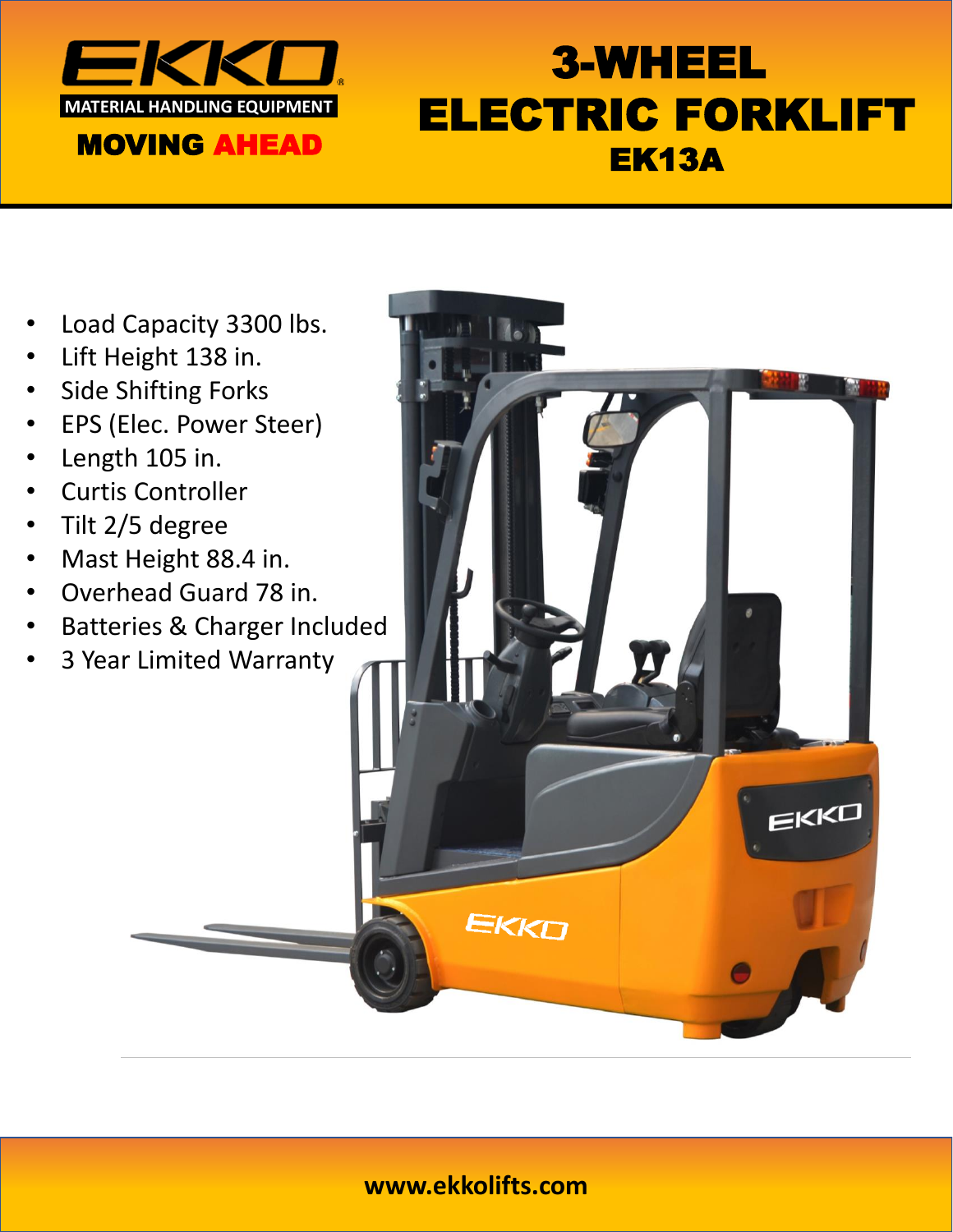EKKO®

MATERIAL HANDLING EQUIPMENT

MOVING AHEAD

# 3-WHEEL ELECTRIC FORKLIFT

## EK13A

- Load Capacity 3300 lbs.
- Lift Height 138 in.
- Side Shifting Forks
- EPS (Elec. Power Steer)
- Length 105 in.
- Curtis Controller
- Tilt 2/5 degree
- Mast Height 88.4 in.
- Overhead Guard 78 in.
- Batteries & Charger Included
- 3 Year Limited Warranty

www.ekkolifts.com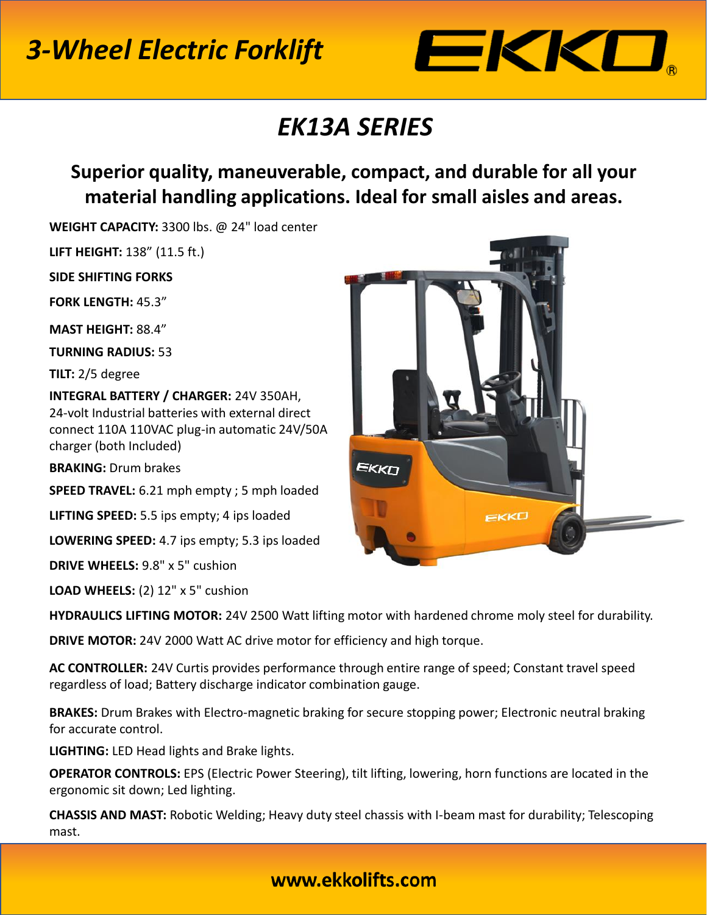# 3-Wheel Electric Forklift

EKKO®

## EK13A SERIES

### Superior quality, maneuverable, compact, and durable for all your material handling applications. Ideal for small aisles and areas.

**WEIGHT CAPACITY:** 3300 lbs. @ 24" load center

**LIFT HEIGHT:** 138" (11.5 ft.)

**SIDE SHIFTING FORKS**

**FORK LENGTH:** 45.3"

**MAST HEIGHT:** 88.4"

**TURNING RADIUS:** 53

**TILT:** 2/5 degree

**INTEGRAL BATTERY / CHARGER:** 24V 350AH, 24-volt Industrial batteries with external direct connect 110A 110VAC plug-in automatic 24V/50A charger (both Included)

**BRAKING:** Drum brakes

**SPEED TRAVEL:** 6.21 mph empty ; 5 mph loaded

**LIFTING SPEED:** 5.5 ips empty; 4 ips loaded

**LOWERING SPEED:** 4.7 ips empty; 5.3 ips loaded

**DRIVE WHEELS:** 9.8" x 5" cushion

**LOAD WHEELS:** (2) 12" x 5" cushion

**HYDRAULICS LIFTING MOTOR:** 24V 2500 Watt lifting motor with hardened chrome moly steel for durability.

**DRIVE MOTOR:** 24V 2000 Watt AC drive motor for efficiency and high torque.

**AC CONTROLLER:** 24V Curtis provides performance through entire range of speed; Constant travel speed regardless of load; Battery discharge indicator combination gauge.

**BRAKES:** Drum Brakes with Electro-magnetic braking for secure stopping power; Electronic neutral braking for accurate control.

**LIGHTING:** LED Head lights and Brake lights.

**OPERATOR CONTROLS:** EPS (Electric Power Steering), tilt lifting, lowering, horn functions are located in the ergonomic sit down; Led lighting.

**CHASSIS AND MAST:** Robotic Welding; Heavy duty steel chassis with I-beam mast for durability; Telescoping mast.

**www.ekkolifts.com**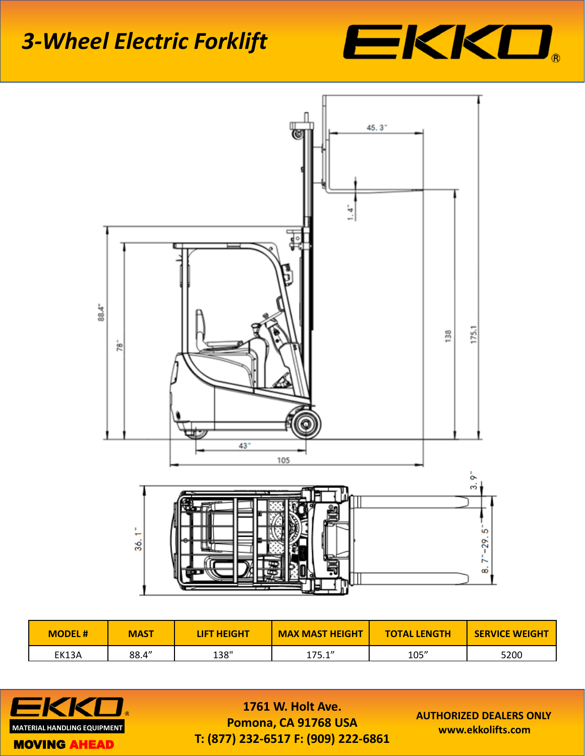# *3-Wheel Electric Forklift*

EKKO®

45.3"

1.4"

88.4"

78"

138

175.1

43"

105

3.9"

36.1"

8.7"–29.5"

| MODEL # | MAST | LIFT HEIGHT | MAX MAST HEIGHT | TOTAL LENGTH | SERVICE WEIGHT |
|---|---|---|---|---|---|
| EK13A | 88.4” | 138" | 175.1” | 105” | 5200 |

EKKO®
MATERIAL HANDLING EQUIPMENT
**MOVING AHEAD**

**1761 W. Holt Ave.**
**Pomona, CA 91768 USA**
**T: (877) 232-6517 F: (909) 222-6861**

**AUTHORIZED DEALERS ONLY**
**www.ekkolifts.com**